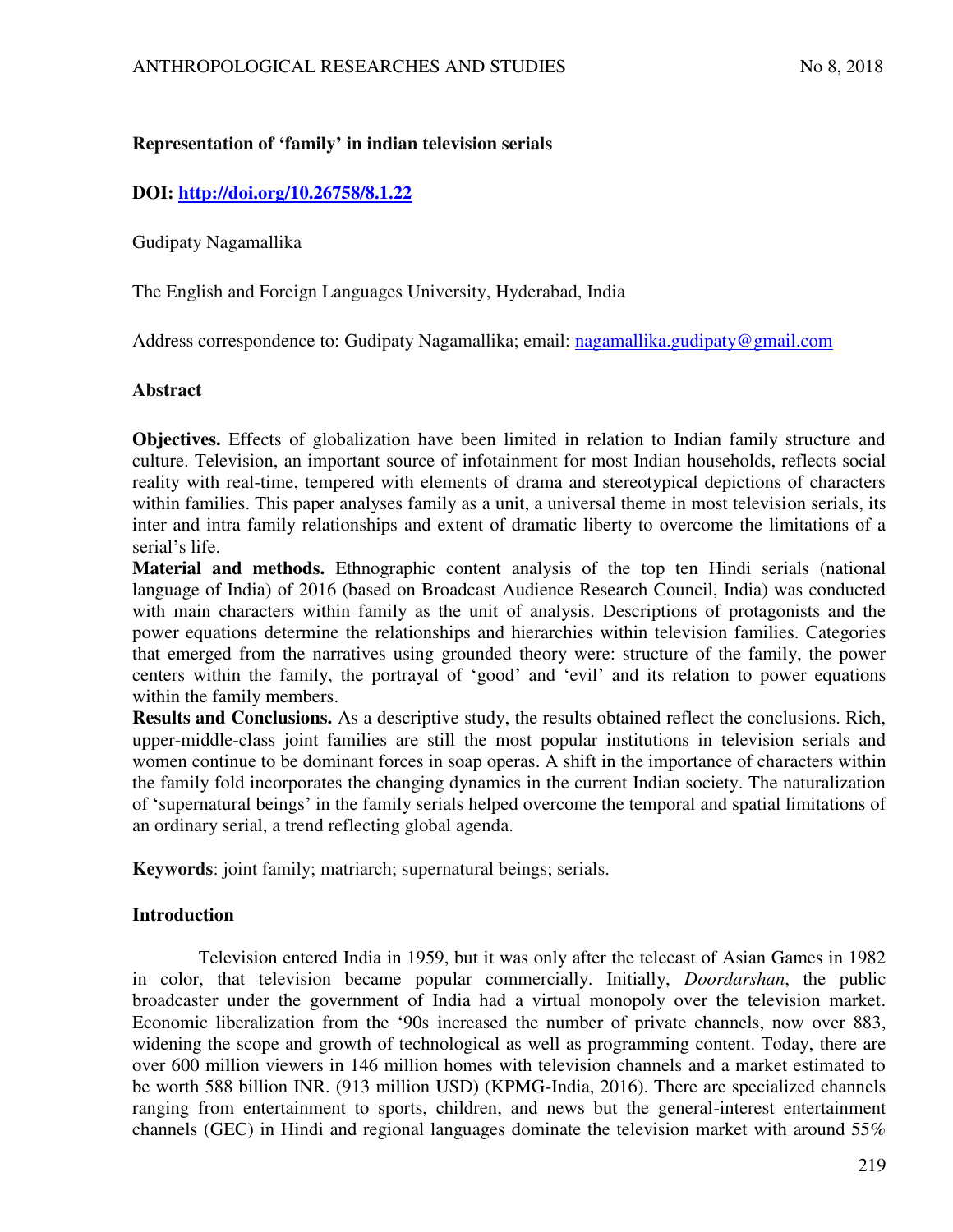**Representation of 'family' in indian television serials**

**DOI: http://doi.org/10.26758/8.1.22**

Gudipaty Nagamallika

The English and Foreign Languages University, Hyderabad, India

Address correspondence to: Gudipaty Nagamallika; email: nagamallika.gudipaty@gmail.com

## Abstract

**Objectives.** Effects of globalization have been limited in relation to Indian family structure and culture. Television, an important source of infotainment for most Indian households, reflects social reality with real-time, tempered with elements of drama and stereotypical depictions of characters within families. This paper analyses family as a unit, a universal theme in most television serials, its inter and intra family relationships and extent of dramatic liberty to overcome the limitations of a serial's life.

**Material and methods.** Ethnographic content analysis of the top ten Hindi serials (national language of India) of 2016 (based on Broadcast Audience Research Council, India) was conducted with main characters within family as the unit of analysis. Descriptions of protagonists and the power equations determine the relationships and hierarchies within television families. Categories that emerged from the narratives using grounded theory were: structure of the family, the power centers within the family, the portrayal of 'good' and 'evil' and its relation to power equations within the family members.

**Results and Conclusions.** As a descriptive study, the results obtained reflect the conclusions. Rich, upper-middle-class joint families are still the most popular institutions in television serials and women continue to be dominant forces in soap operas. A shift in the importance of characters within the family fold incorporates the changing dynamics in the current Indian society. The naturalization of 'supernatural beings' in the family serials helped overcome the temporal and spatial limitations of an ordinary serial, a trend reflecting global agenda.

**Keywords**: joint family; matriarch; supernatural beings; serials.

## Introduction

Television entered India in 1959, but it was only after the telecast of Asian Games in 1982 in color, that television became popular commercially. Initially, *Doordarshan*, the public broadcaster under the government of India had a virtual monopoly over the television market. Economic liberalization from the '90s increased the number of private channels, now over 883, widening the scope and growth of technological as well as programming content. Today, there are over 600 million viewers in 146 million homes with television channels and a market estimated to be worth 588 billion INR. (913 million USD) (KPMG-India, 2016). There are specialized channels ranging from entertainment to sports, children, and news but the general-interest entertainment channels (GEC) in Hindi and regional languages dominate the television market with around 55%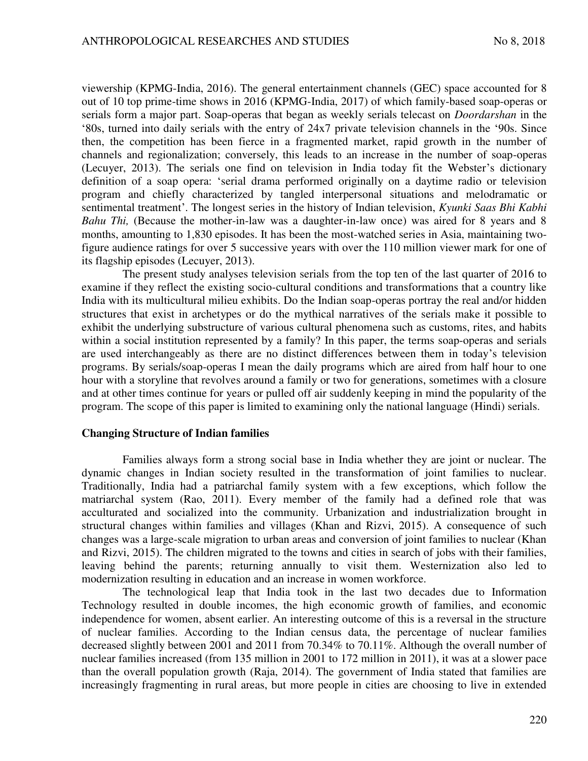viewership (KPMG-India, 2016). The general entertainment channels (GEC) space accounted for 8 out of 10 top prime-time shows in 2016 (KPMG-India, 2017) of which family-based soap-operas or serials form a major part. Soap-operas that began as weekly serials telecast on *Doordarshan* in the '80s, turned into daily serials with the entry of 24x7 private television channels in the '90s. Since then, the competition has been fierce in a fragmented market, rapid growth in the number of channels and regionalization; conversely, this leads to an increase in the number of soap-operas (Lecuyer, 2013). The serials one find on television in India today fit the Webster's dictionary definition of a soap opera: 'serial drama performed originally on a daytime radio or television program and chiefly characterized by tangled interpersonal situations and melodramatic or sentimental treatment'. The longest series in the history of Indian television, *Kyunki Saas Bhi Kabhi Bahu Thi,* (Because the mother-in-law was a daughter-in-law once) was aired for 8 years and 8 months, amounting to 1,830 episodes. It has been the most-watched series in Asia, maintaining two-figure audience ratings for over 5 successive years with over the 110 million viewer mark for one of its flagship episodes (Lecuyer, 2013).

The present study analyses television serials from the top ten of the last quarter of 2016 to examine if they reflect the existing socio-cultural conditions and transformations that a country like India with its multicultural milieu exhibits. Do the Indian soap-operas portray the real and/or hidden structures that exist in archetypes or do the mythical narratives of the serials make it possible to exhibit the underlying substructure of various cultural phenomena such as customs, rites, and habits within a social institution represented by a family? In this paper, the terms soap-operas and serials are used interchangeably as there are no distinct differences between them in today's television programs. By serials/soap-operas I mean the daily programs which are aired from half hour to one hour with a storyline that revolves around a family or two for generations, sometimes with a closure and at other times continue for years or pulled off air suddenly keeping in mind the popularity of the program. The scope of this paper is limited to examining only the national language (Hindi) serials.

## Changing Structure of Indian families

Families always form a strong social base in India whether they are joint or nuclear. The dynamic changes in Indian society resulted in the transformation of joint families to nuclear. Traditionally, India had a patriarchal family system with a few exceptions, which follow the matriarchal system (Rao, 2011). Every member of the family had a defined role that was acculturated and socialized into the community. Urbanization and industrialization brought in structural changes within families and villages (Khan and Rizvi, 2015). A consequence of such changes was a large-scale migration to urban areas and conversion of joint families to nuclear (Khan and Rizvi, 2015). The children migrated to the towns and cities in search of jobs with their families, leaving behind the parents; returning annually to visit them. Westernization also led to modernization resulting in education and an increase in women workforce.

The technological leap that India took in the last two decades due to Information Technology resulted in double incomes, the high economic growth of families, and economic independence for women, absent earlier. An interesting outcome of this is a reversal in the structure of nuclear families. According to the Indian census data, the percentage of nuclear families decreased slightly between 2001 and 2011 from 70.34% to 70.11%. Although the overall number of nuclear families increased (from 135 million in 2001 to 172 million in 2011), it was at a slower pace than the overall population growth (Raja, 2014). The government of India stated that families are increasingly fragmenting in rural areas, but more people in cities are choosing to live in extended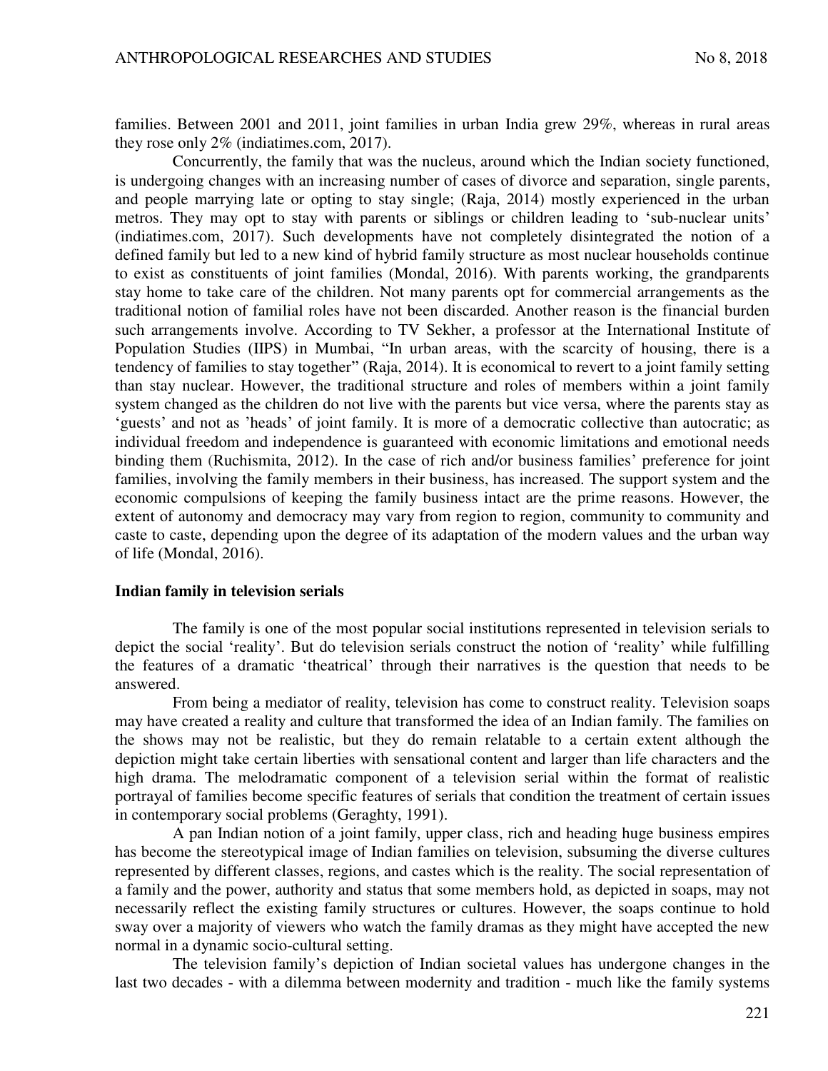families. Between 2001 and 2011, joint families in urban India grew 29%, whereas in rural areas they rose only 2% (indiatimes.com, 2017).

Concurrently, the family that was the nucleus, around which the Indian society functioned, is undergoing changes with an increasing number of cases of divorce and separation, single parents, and people marrying late or opting to stay single; (Raja, 2014) mostly experienced in the urban metros. They may opt to stay with parents or siblings or children leading to 'sub-nuclear units' (indiatimes.com, 2017). Such developments have not completely disintegrated the notion of a defined family but led to a new kind of hybrid family structure as most nuclear households continue to exist as constituents of joint families (Mondal, 2016). With parents working, the grandparents stay home to take care of the children. Not many parents opt for commercial arrangements as the traditional notion of familial roles have not been discarded. Another reason is the financial burden such arrangements involve. According to TV Sekher, a professor at the International Institute of Population Studies (IIPS) in Mumbai, "In urban areas, with the scarcity of housing, there is a tendency of families to stay together" (Raja, 2014). It is economical to revert to a joint family setting than stay nuclear. However, the traditional structure and roles of members within a joint family system changed as the children do not live with the parents but vice versa, where the parents stay as 'guests' and not as 'heads' of joint family. It is more of a democratic collective than autocratic; as individual freedom and independence is guaranteed with economic limitations and emotional needs binding them (Ruchismita, 2012). In the case of rich and/or business families' preference for joint families, involving the family members in their business, has increased. The support system and the economic compulsions of keeping the family business intact are the prime reasons. However, the extent of autonomy and democracy may vary from region to region, community to community and caste to caste, depending upon the degree of its adaptation of the modern values and the urban way of life (Mondal, 2016).

## Indian family in television serials

The family is one of the most popular social institutions represented in television serials to depict the social 'reality'. But do television serials construct the notion of 'reality' while fulfilling the features of a dramatic 'theatrical' through their narratives is the question that needs to be answered.

From being a mediator of reality, television has come to construct reality. Television soaps may have created a reality and culture that transformed the idea of an Indian family. The families on the shows may not be realistic, but they do remain relatable to a certain extent although the depiction might take certain liberties with sensational content and larger than life characters and the high drama. The melodramatic component of a television serial within the format of realistic portrayal of families become specific features of serials that condition the treatment of certain issues in contemporary social problems (Geraghty, 1991).

A pan Indian notion of a joint family, upper class, rich and heading huge business empires has become the stereotypical image of Indian families on television, subsuming the diverse cultures represented by different classes, regions, and castes which is the reality. The social representation of a family and the power, authority and status that some members hold, as depicted in soaps, may not necessarily reflect the existing family structures or cultures. However, the soaps continue to hold sway over a majority of viewers who watch the family dramas as they might have accepted the new normal in a dynamic socio-cultural setting.

The television family's depiction of Indian societal values has undergone changes in the last two decades - with a dilemma between modernity and tradition - much like the family systems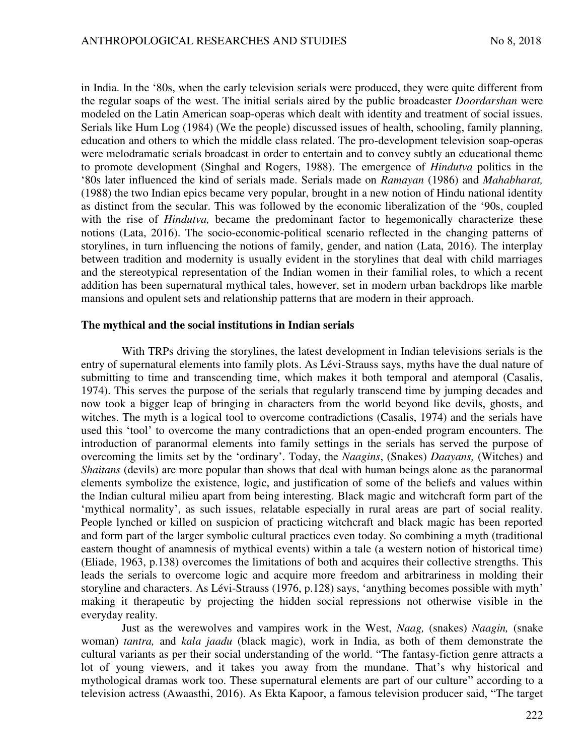in India. In the '80s, when the early television serials were produced, they were quite different from the regular soaps of the west. The initial serials aired by the public broadcaster *Doordarshan* were modeled on the Latin American soap-operas which dealt with identity and treatment of social issues. Serials like Hum Log (1984) (We the people) discussed issues of health, schooling, family planning, education and others to which the middle class related. The pro-development television soap-operas were melodramatic serials broadcast in order to entertain and to convey subtly an educational theme to promote development (Singhal and Rogers, 1988). The emergence of *Hindutva* politics in the '80s later influenced the kind of serials made. Serials made on *Ramayan* (1986) and *Mahabharat,* (1988) the two Indian epics became very popular, brought in a new notion of Hindu national identity as distinct from the secular. This was followed by the economic liberalization of the '90s, coupled with the rise of *Hindutva,* became the predominant factor to hegemonically characterize these notions (Lata, 2016). The socio-economic-political scenario reflected in the changing patterns of storylines, in turn influencing the notions of family, gender, and nation (Lata, 2016). The interplay between tradition and modernity is usually evident in the storylines that deal with child marriages and the stereotypical representation of the Indian women in their familial roles, to which a recent addition has been supernatural mythical tales, however, set in modern urban backdrops like marble mansions and opulent sets and relationship patterns that are modern in their approach.

**The mythical and the social institutions in Indian serials**

With TRPs driving the storylines, the latest development in Indian televisions serials is the entry of supernatural elements into family plots. As Lévi-Strauss says, myths have the dual nature of submitting to time and transcending time, which makes it both temporal and atemporal (Casalis, 1974). This serves the purpose of the serials that regularly transcend time by jumping decades and now took a bigger leap of bringing in characters from the world beyond like devils, ghosts, and witches. The myth is a logical tool to overcome contradictions (Casalis, 1974) and the serials have used this 'tool' to overcome the many contradictions that an open-ended program encounters. The introduction of paranormal elements into family settings in the serials has served the purpose of overcoming the limits set by the 'ordinary'. Today, the *Naagins*, (Snakes) *Daayans,* (Witches) and *Shaitans* (devils) are more popular than shows that deal with human beings alone as the paranormal elements symbolize the existence, logic, and justification of some of the beliefs and values within the Indian cultural milieu apart from being interesting. Black magic and witchcraft form part of the 'mythical normality', as such issues, relatable especially in rural areas are part of social reality. People lynched or killed on suspicion of practicing witchcraft and black magic has been reported and form part of the larger symbolic cultural practices even today. So combining a myth (traditional eastern thought of anamnesis of mythical events) within a tale (a western notion of historical time) (Eliade, 1963, p.138) overcomes the limitations of both and acquires their collective strengths. This leads the serials to overcome logic and acquire more freedom and arbitrariness in molding their storyline and characters. As Lévi-Strauss (1976, p.128) says, 'anything becomes possible with myth' making it therapeutic by projecting the hidden social repressions not otherwise visible in the everyday reality.

Just as the werewolves and vampires work in the West, *Naag,* (snakes) *Naagin,* (snake woman) *tantra,* and *kala jaadu* (black magic), work in India, as both of them demonstrate the cultural variants as per their social understanding of the world. "The fantasy-fiction genre attracts a lot of young viewers, and it takes you away from the mundane. That's why historical and mythological dramas work too. These supernatural elements are part of our culture" according to a television actress (Awaasthi, 2016). As Ekta Kapoor, a famous television producer said, "The target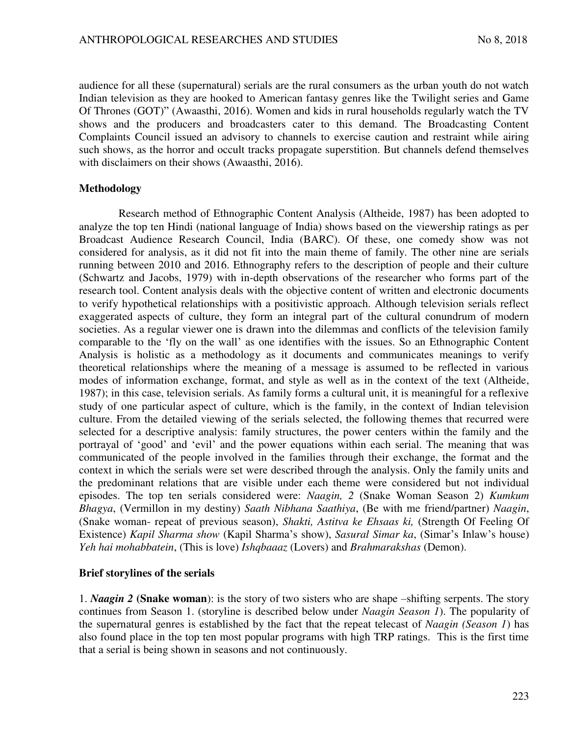audience for all these (supernatural) serials are the rural consumers as the urban youth do not watch Indian television as they are hooked to American fantasy genres like the Twilight series and Game Of Thrones (GOT)" (Awaasthi, 2016). Women and kids in rural households regularly watch the TV shows and the producers and broadcasters cater to this demand. The Broadcasting Content Complaints Council issued an advisory to channels to exercise caution and restraint while airing such shows, as the horror and occult tracks propagate superstition. But channels defend themselves with disclaimers on their shows (Awaasthi, 2016).

**Methodology**

Research method of Ethnographic Content Analysis (Altheide, 1987) has been adopted to analyze the top ten Hindi (national language of India) shows based on the viewership ratings as per Broadcast Audience Research Council, India (BARC). Of these, one comedy show was not considered for analysis, as it did not fit into the main theme of family. The other nine are serials running between 2010 and 2016. Ethnography refers to the description of people and their culture (Schwartz and Jacobs, 1979) with in-depth observations of the researcher who forms part of the research tool. Content analysis deals with the objective content of written and electronic documents to verify hypothetical relationships with a positivistic approach. Although television serials reflect exaggerated aspects of culture, they form an integral part of the cultural conundrum of modern societies. As a regular viewer one is drawn into the dilemmas and conflicts of the television family comparable to the 'fly on the wall' as one identifies with the issues. So an Ethnographic Content Analysis is holistic as a methodology as it documents and communicates meanings to verify theoretical relationships where the meaning of a message is assumed to be reflected in various modes of information exchange, format, and style as well as in the context of the text (Altheide, 1987); in this case, television serials. As family forms a cultural unit, it is meaningful for a reflexive study of one particular aspect of culture, which is the family, in the context of Indian television culture. From the detailed viewing of the serials selected, the following themes that recurred were selected for a descriptive analysis: family structures, the power centers within the family and the portrayal of 'good' and 'evil' and the power equations within each serial. The meaning that was communicated of the people involved in the families through their exchange, the format and the context in which the serials were set were described through the analysis. Only the family units and the predominant relations that are visible under each theme were considered but not individual episodes. The top ten serials considered were: *Naagin, 2* (Snake Woman Season 2) *Kumkum Bhagya*, (Vermillon in my destiny) *Saath Nibhana Saathiya*, (Be with me friend/partner) *Naagin*, (Snake woman- repeat of previous season), *Shakti, Astitva ke Ehsaas ki,* (Strength Of Feeling Of Existence) *Kapil Sharma show* (Kapil Sharma's show), *Sasural Simar ka*, (Simar's Inlaw's house) *Yeh hai mohabbatein*, (This is love) *Ishqbaaaz* (Lovers) and *Brahmarakshas* (Demon).

**Brief storylines of the serials**

1. ***Naagin 2* (Snake woman)**: is the story of two sisters who are shape –shifting serpents. The story continues from Season 1. (storyline is described below under *Naagin Season 1*). The popularity of the supernatural genres is established by the fact that the repeat telecast of *Naagin (Season 1*) has also found place in the top ten most popular programs with high TRP ratings. This is the first time that a serial is being shown in seasons and not continuously.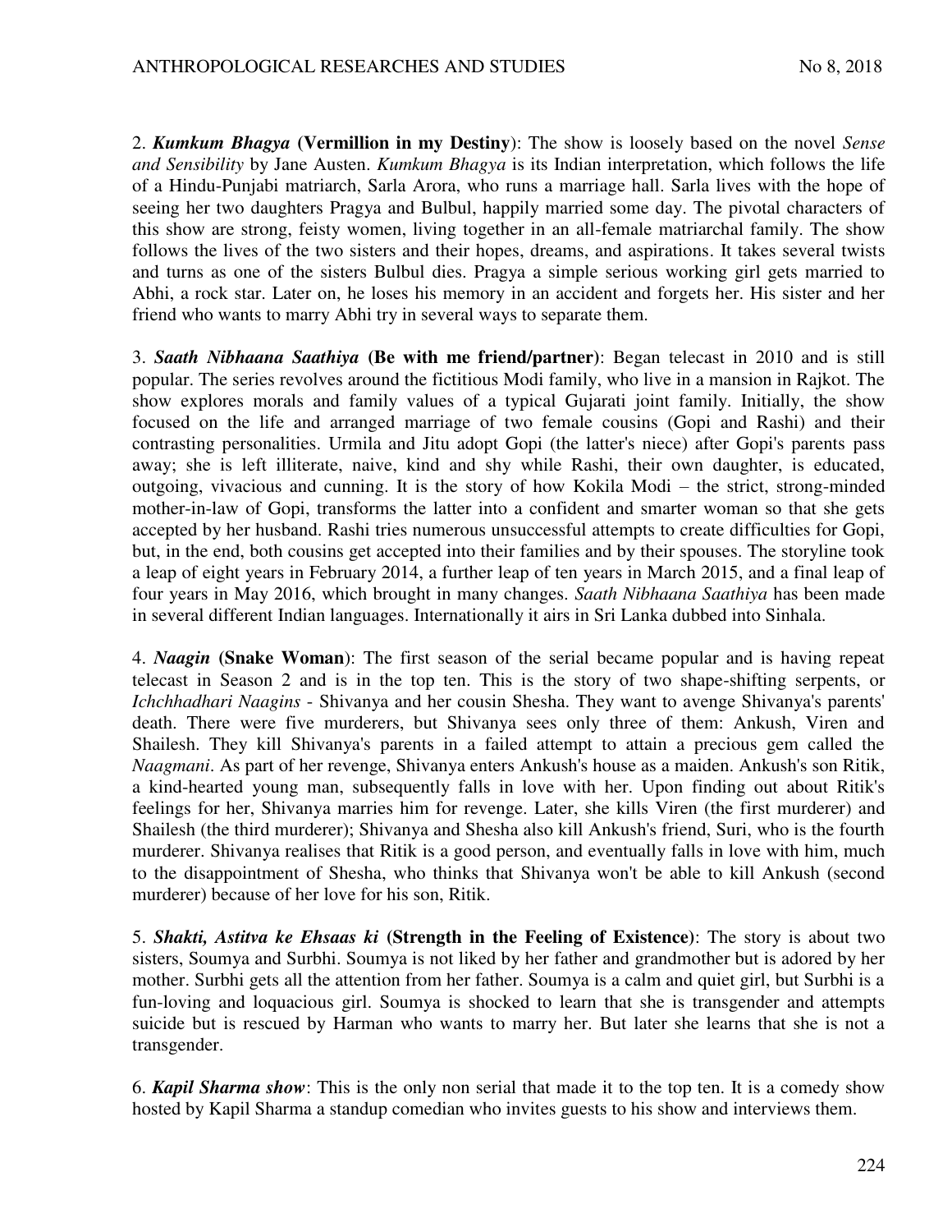2. ***Kumkum Bhagya* (Vermillion in my Destiny)**: The show is loosely based on the novel *Sense and Sensibility* by Jane Austen. *Kumkum Bhagya* is its Indian interpretation, which follows the life of a Hindu-Punjabi matriarch, Sarla Arora, who runs a marriage hall. Sarla lives with the hope of seeing her two daughters Pragya and Bulbul, happily married some day. The pivotal characters of this show are strong, feisty women, living together in an all-female matriarchal family. The show follows the lives of the two sisters and their hopes, dreams, and aspirations. It takes several twists and turns as one of the sisters Bulbul dies. Pragya a simple serious working girl gets married to Abhi, a rock star. Later on, he loses his memory in an accident and forgets her. His sister and her friend who wants to marry Abhi try in several ways to separate them.

3. ***Saath Nibhaana Saathiya* (Be with me friend/partner)**: Began telecast in 2010 and is still popular. The series revolves around the fictitious Modi family, who live in a mansion in Rajkot. The show explores morals and family values of a typical Gujarati joint family. Initially, the show focused on the life and arranged marriage of two female cousins (Gopi and Rashi) and their contrasting personalities. Urmila and Jitu adopt Gopi (the latter's niece) after Gopi's parents pass away; she is left illiterate, naive, kind and shy while Rashi, their own daughter, is educated, outgoing, vivacious and cunning. It is the story of how Kokila Modi – the strict, strong-minded mother-in-law of Gopi, transforms the latter into a confident and smarter woman so that she gets accepted by her husband. Rashi tries numerous unsuccessful attempts to create difficulties for Gopi, but, in the end, both cousins get accepted into their families and by their spouses. The storyline took a leap of eight years in February 2014, a further leap of ten years in March 2015, and a final leap of four years in May 2016, which brought in many changes. *Saath Nibhaana Saathiya* has been made in several different Indian languages. Internationally it airs in Sri Lanka dubbed into Sinhala.

4. ***Naagin* (Snake Woman)**: The first season of the serial became popular and is having repeat telecast in Season 2 and is in the top ten. This is the story of two shape-shifting serpents, or *Ichchhadhari Naagins* - Shivanya and her cousin Shesha. They want to avenge Shivanya's parents' death. There were five murderers, but Shivanya sees only three of them: Ankush, Viren and Shailesh. They kill Shivanya's parents in a failed attempt to attain a precious gem called the *Naagmani*. As part of her revenge, Shivanya enters Ankush's house as a maiden. Ankush's son Ritik, a kind-hearted young man, subsequently falls in love with her. Upon finding out about Ritik's feelings for her, Shivanya marries him for revenge. Later, she kills Viren (the first murderer) and Shailesh (the third murderer); Shivanya and Shesha also kill Ankush's friend, Suri, who is the fourth murderer. Shivanya realises that Ritik is a good person, and eventually falls in love with him, much to the disappointment of Shesha, who thinks that Shivanya won't be able to kill Ankush (second murderer) because of her love for his son, Ritik.

5. ***Shakti, Astitva ke Ehsaas ki* (Strength in the Feeling of Existence)**: The story is about two sisters, Soumya and Surbhi. Soumya is not liked by her father and grandmother but is adored by her mother. Surbhi gets all the attention from her father. Soumya is a calm and quiet girl, but Surbhi is a fun-loving and loquacious girl. Soumya is shocked to learn that she is transgender and attempts suicide but is rescued by Harman who wants to marry her. But later she learns that she is not a transgender.

6. ***Kapil Sharma show***: This is the only non serial that made it to the top ten. It is a comedy show hosted by Kapil Sharma a standup comedian who invites guests to his show and interviews them.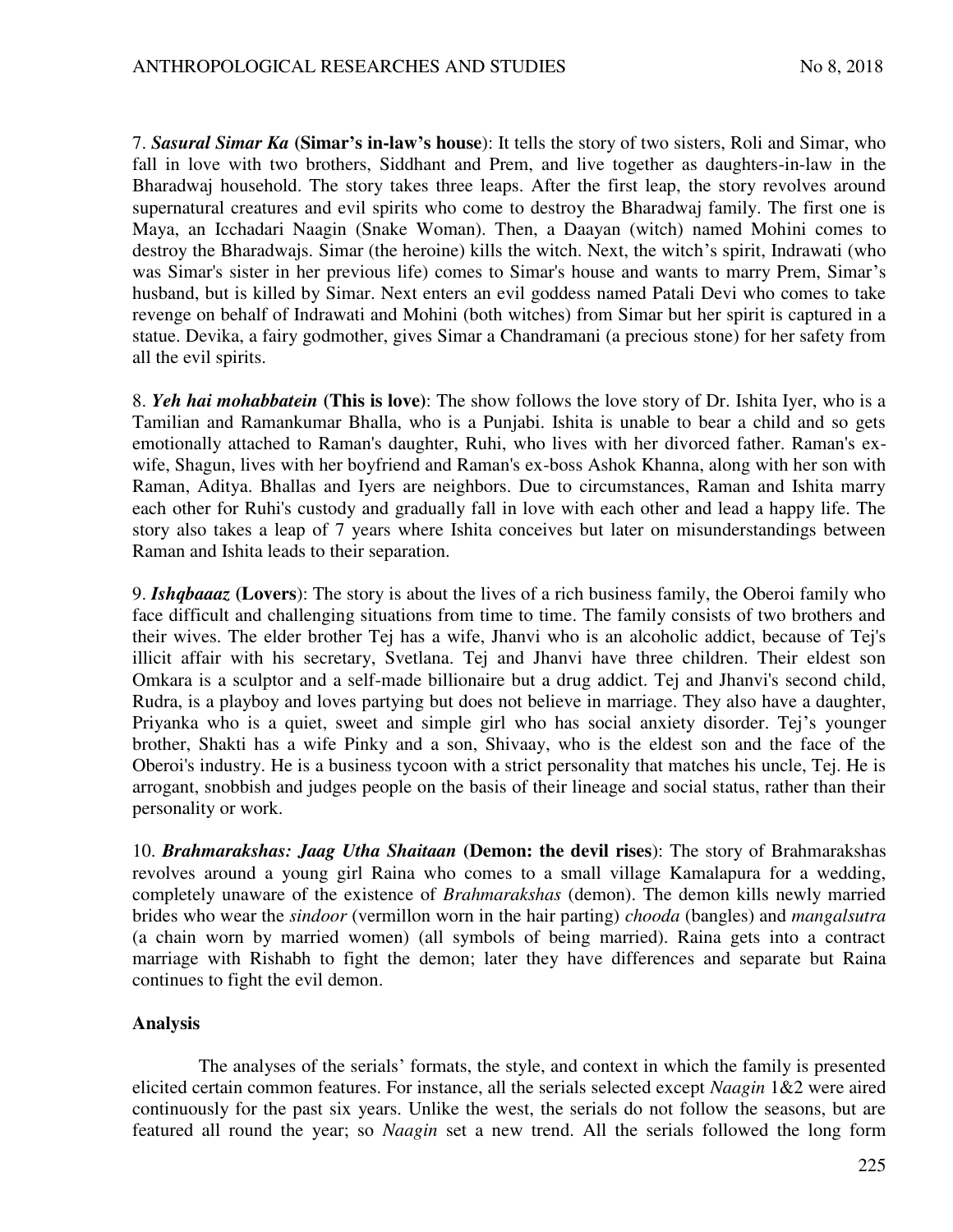7. ***Sasural Simar Ka* (Simar's in-law's house)**: It tells the story of two sisters, Roli and Simar, who fall in love with two brothers, Siddhant and Prem, and live together as daughters-in-law in the Bharadwaj household. The story takes three leaps. After the first leap, the story revolves around supernatural creatures and evil spirits who come to destroy the Bharadwaj family. The first one is Maya, an Icchadari Naagin (Snake Woman). Then, a Daayan (witch) named Mohini comes to destroy the Bharadwajs. Simar (the heroine) kills the witch. Next, the witch's spirit, Indrawati (who was Simar's sister in her previous life) comes to Simar's house and wants to marry Prem, Simar's husband, but is killed by Simar. Next enters an evil goddess named Patali Devi who comes to take revenge on behalf of Indrawati and Mohini (both witches) from Simar but her spirit is captured in a statue. Devika, a fairy godmother, gives Simar a Chandramani (a precious stone) for her safety from all the evil spirits.

8. ***Yeh hai mohabbatein* (This is love)**: The show follows the love story of Dr. Ishita Iyer, who is a Tamilian and Ramankumar Bhalla, who is a Punjabi. Ishita is unable to bear a child and so gets emotionally attached to Raman's daughter, Ruhi, who lives with her divorced father. Raman's ex-wife, Shagun, lives with her boyfriend and Raman's ex-boss Ashok Khanna, along with her son with Raman, Aditya. Bhallas and Iyers are neighbors. Due to circumstances, Raman and Ishita marry each other for Ruhi's custody and gradually fall in love with each other and lead a happy life. The story also takes a leap of 7 years where Ishita conceives but later on misunderstandings between Raman and Ishita leads to their separation.

9. ***Ishqbaaaz* (Lovers)**: The story is about the lives of a rich business family, the Oberoi family who face difficult and challenging situations from time to time. The family consists of two brothers and their wives. The elder brother Tej has a wife, Jhanvi who is an alcoholic addict, because of Tej's illicit affair with his secretary, Svetlana. Tej and Jhanvi have three children. Their eldest son Omkara is a sculptor and a self-made billionaire but a drug addict. Tej and Jhanvi's second child, Rudra, is a playboy and loves partying but does not believe in marriage. They also have a daughter, Priyanka who is a quiet, sweet and simple girl who has social anxiety disorder. Tej's younger brother, Shakti has a wife Pinky and a son, Shivaay, who is the eldest son and the face of the Oberoi's industry. He is a business tycoon with a strict personality that matches his uncle, Tej. He is arrogant, snobbish and judges people on the basis of their lineage and social status, rather than their personality or work.

10. ***Brahmarakshas: Jaag Utha Shaitaan* (Demon: the devil rises)**: The story of Brahmarakshas revolves around a young girl Raina who comes to a small village Kamalapura for a wedding, completely unaware of the existence of *Brahmarakshas* (demon). The demon kills newly married brides who wear the *sindoor* (vermillon worn in the hair parting) *chooda* (bangles) and *mangalsutra* (a chain worn by married women) (all symbols of being married). Raina gets into a contract marriage with Rishabh to fight the demon; later they have differences and separate but Raina continues to fight the evil demon.

**Analysis**

The analyses of the serials' formats, the style, and context in which the family is presented elicited certain common features. For instance, all the serials selected except *Naagin* 1&2 were aired continuously for the past six years. Unlike the west, the serials do not follow the seasons, but are featured all round the year; so *Naagin* set a new trend. All the serials followed the long form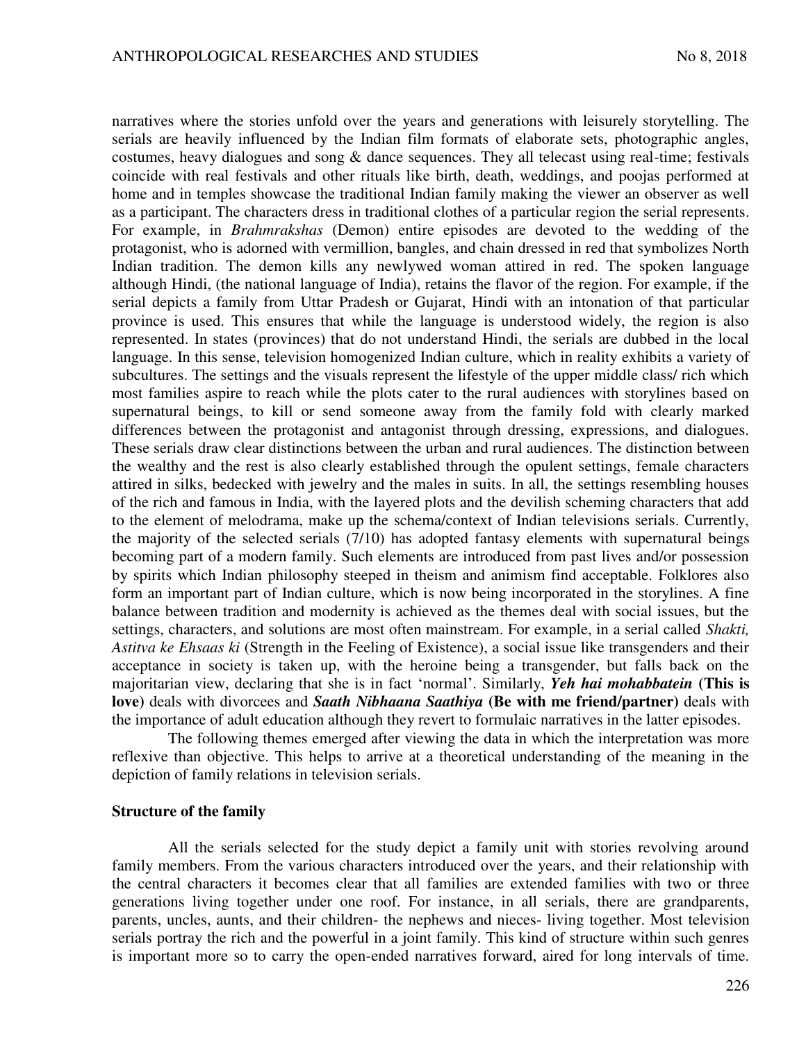narratives where the stories unfold over the years and generations with leisurely storytelling. The serials are heavily influenced by the Indian film formats of elaborate sets, photographic angles, costumes, heavy dialogues and song & dance sequences. They all telecast using real-time; festivals coincide with real festivals and other rituals like birth, death, weddings, and poojas performed at home and in temples showcase the traditional Indian family making the viewer an observer as well as a participant. The characters dress in traditional clothes of a particular region the serial represents. For example, in *Brahmrakshas* (Demon) entire episodes are devoted to the wedding of the protagonist, who is adorned with vermillion, bangles, and chain dressed in red that symbolizes North Indian tradition. The demon kills any newlywed woman attired in red. The spoken language although Hindi, (the national language of India), retains the flavor of the region. For example, if the serial depicts a family from Uttar Pradesh or Gujarat, Hindi with an intonation of that particular province is used. This ensures that while the language is understood widely, the region is also represented. In states (provinces) that do not understand Hindi, the serials are dubbed in the local language. In this sense, television homogenized Indian culture, which in reality exhibits a variety of subcultures. The settings and the visuals represent the lifestyle of the upper middle class/ rich which most families aspire to reach while the plots cater to the rural audiences with storylines based on supernatural beings, to kill or send someone away from the family fold with clearly marked differences between the protagonist and antagonist through dressing, expressions, and dialogues. These serials draw clear distinctions between the urban and rural audiences. The distinction between the wealthy and the rest is also clearly established through the opulent settings, female characters attired in silks, bedecked with jewelry and the males in suits. In all, the settings resembling houses of the rich and famous in India, with the layered plots and the devilish scheming characters that add to the element of melodrama, make up the schema/context of Indian televisions serials. Currently, the majority of the selected serials (7/10) has adopted fantasy elements with supernatural beings becoming part of a modern family. Such elements are introduced from past lives and/or possession by spirits which Indian philosophy steeped in theism and animism find acceptable. Folklores also form an important part of Indian culture, which is now being incorporated in the storylines. A fine balance between tradition and modernity is achieved as the themes deal with social issues, but the settings, characters, and solutions are most often mainstream. For example, in a serial called *Shakti, Astitva ke Ehsaas ki* (Strength in the Feeling of Existence), a social issue like transgenders and their acceptance in society is taken up, with the heroine being a transgender, but falls back on the majoritarian view, declaring that she is in fact 'normal'. Similarly, ***Yeh hai mohabbatein*** **(This is love)** deals with divorcees and ***Saath Nibhaana Saathiya*** **(Be with me friend/partner)** deals with the importance of adult education although they revert to formulaic narratives in the latter episodes.

The following themes emerged after viewing the data in which the interpretation was more reflexive than objective. This helps to arrive at a theoretical understanding of the meaning in the depiction of family relations in television serials.

**Structure of the family**

All the serials selected for the study depict a family unit with stories revolving around family members. From the various characters introduced over the years, and their relationship with the central characters it becomes clear that all families are extended families with two or three generations living together under one roof. For instance, in all serials, there are grandparents, parents, uncles, aunts, and their children- the nephews and nieces- living together. Most television serials portray the rich and the powerful in a joint family. This kind of structure within such genres is important more so to carry the open-ended narratives forward, aired for long intervals of time.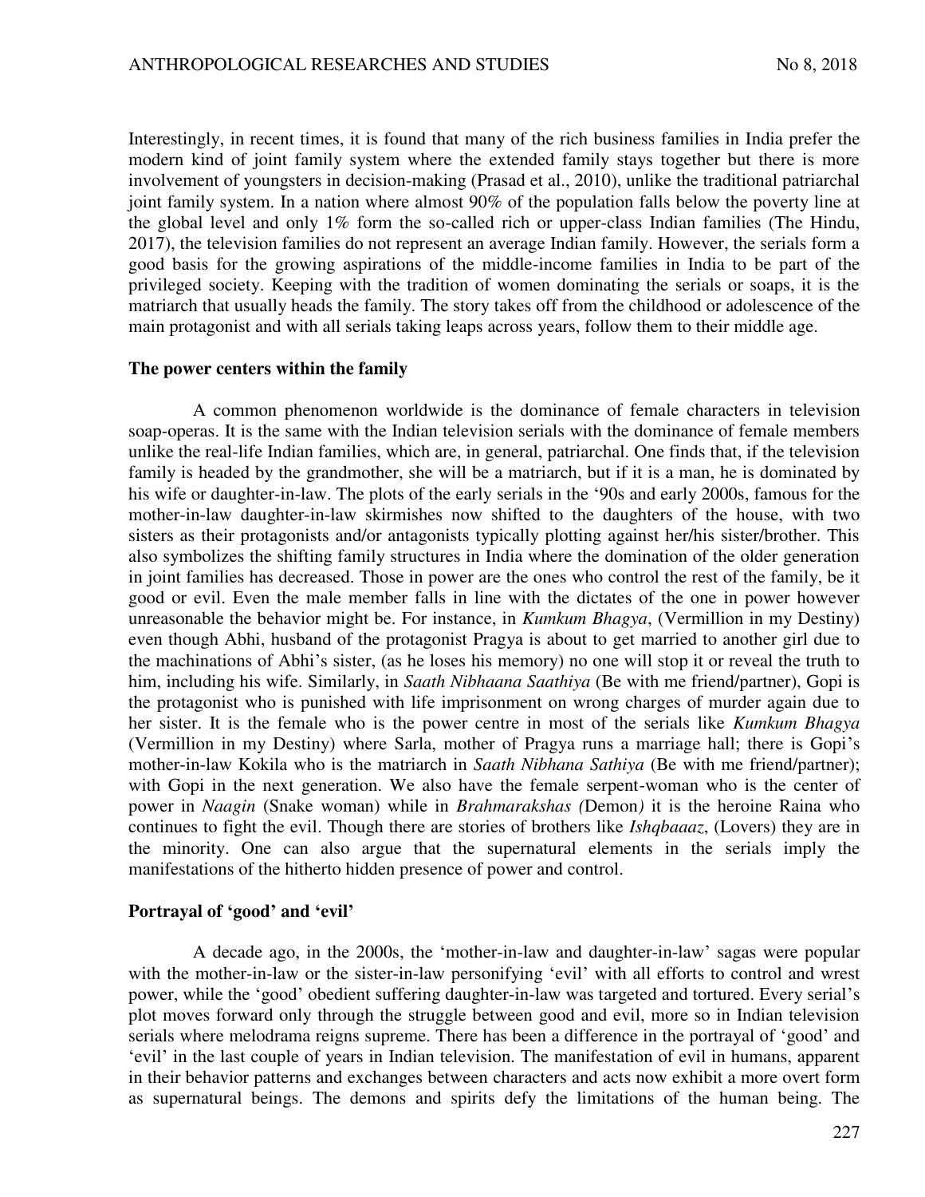Interestingly, in recent times, it is found that many of the rich business families in India prefer the modern kind of joint family system where the extended family stays together but there is more involvement of youngsters in decision-making (Prasad et al., 2010), unlike the traditional patriarchal joint family system. In a nation where almost 90% of the population falls below the poverty line at the global level and only 1% form the so-called rich or upper-class Indian families (The Hindu, 2017), the television families do not represent an average Indian family. However, the serials form a good basis for the growing aspirations of the middle-income families in India to be part of the privileged society. Keeping with the tradition of women dominating the serials or soaps, it is the matriarch that usually heads the family. The story takes off from the childhood or adolescence of the main protagonist and with all serials taking leaps across years, follow them to their middle age.

**The power centers within the family**

A common phenomenon worldwide is the dominance of female characters in television soap-operas. It is the same with the Indian television serials with the dominance of female members unlike the real-life Indian families, which are, in general, patriarchal. One finds that, if the television family is headed by the grandmother, she will be a matriarch, but if it is a man, he is dominated by his wife or daughter-in-law. The plots of the early serials in the '90s and early 2000s, famous for the mother-in-law daughter-in-law skirmishes now shifted to the daughters of the house, with two sisters as their protagonists and/or antagonists typically plotting against her/his sister/brother. This also symbolizes the shifting family structures in India where the domination of the older generation in joint families has decreased. Those in power are the ones who control the rest of the family, be it good or evil. Even the male member falls in line with the dictates of the one in power however unreasonable the behavior might be. For instance, in *Kumkum Bhagya*, (Vermillion in my Destiny) even though Abhi, husband of the protagonist Pragya is about to get married to another girl due to the machinations of Abhi's sister, (as he loses his memory) no one will stop it or reveal the truth to him, including his wife. Similarly, in *Saath Nibhaana Saathiya* (Be with me friend/partner), Gopi is the protagonist who is punished with life imprisonment on wrong charges of murder again due to her sister. It is the female who is the power centre in most of the serials like *Kumkum Bhagya* (Vermillion in my Destiny) where Sarla, mother of Pragya runs a marriage hall; there is Gopi's mother-in-law Kokila who is the matriarch in *Saath Nibhana Sathiya* (Be with me friend/partner); with Gopi in the next generation. We also have the female serpent-woman who is the center of power in *Naagin* (Snake woman) while in *Brahmarakshas (*Demon*)* it is the heroine Raina who continues to fight the evil. Though there are stories of brothers like *Ishqbaaaz*, (Lovers) they are in the minority. One can also argue that the supernatural elements in the serials imply the manifestations of the hitherto hidden presence of power and control.

**Portrayal of 'good' and 'evil'**

A decade ago, in the 2000s, the 'mother-in-law and daughter-in-law' sagas were popular with the mother-in-law or the sister-in-law personifying 'evil' with all efforts to control and wrest power, while the 'good' obedient suffering daughter-in-law was targeted and tortured. Every serial's plot moves forward only through the struggle between good and evil, more so in Indian television serials where melodrama reigns supreme. There has been a difference in the portrayal of 'good' and 'evil' in the last couple of years in Indian television. The manifestation of evil in humans, apparent in their behavior patterns and exchanges between characters and acts now exhibit a more overt form as supernatural beings. The demons and spirits defy the limitations of the human being. The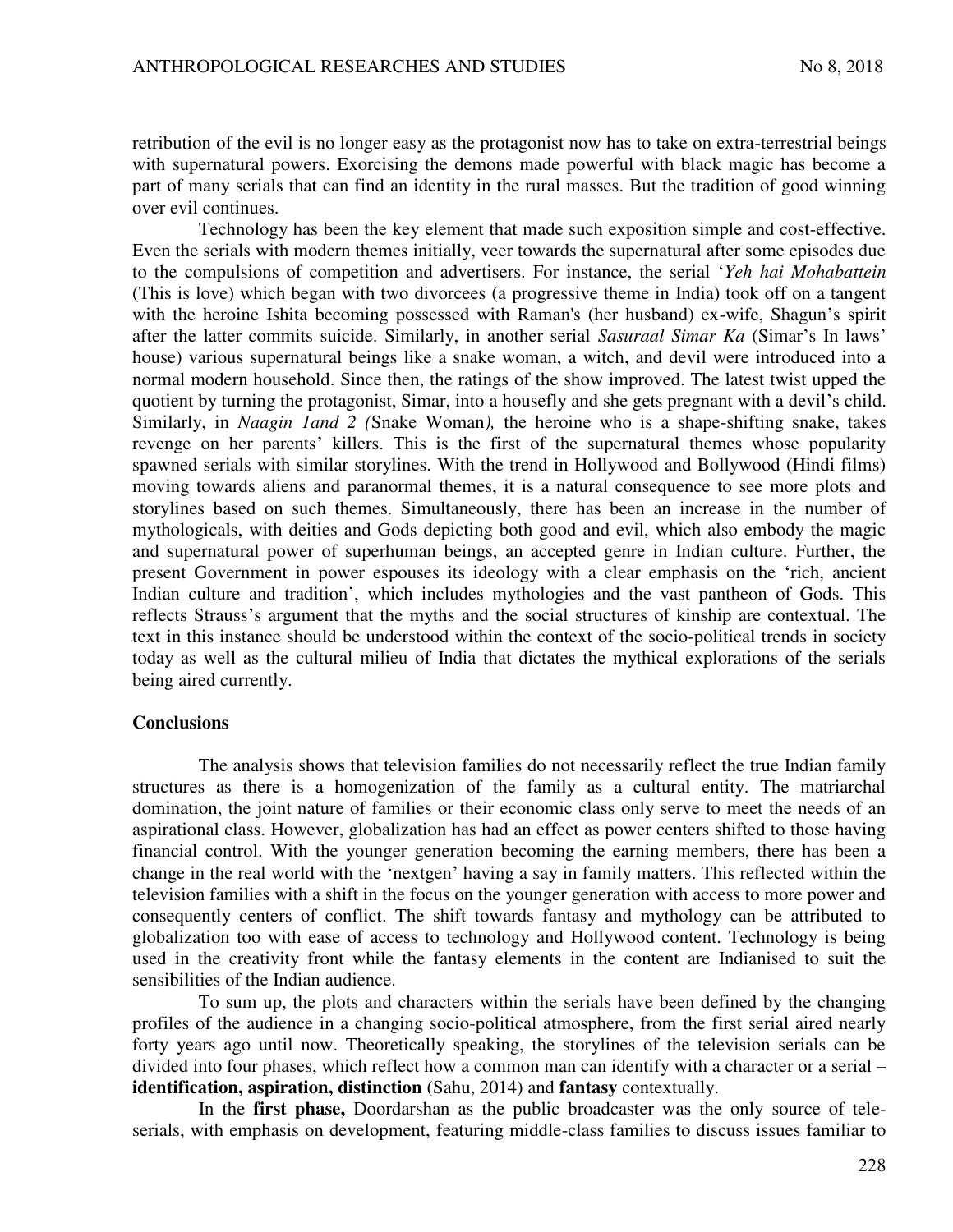retribution of the evil is no longer easy as the protagonist now has to take on extra-terrestrial beings with supernatural powers. Exorcising the demons made powerful with black magic has become a part of many serials that can find an identity in the rural masses. But the tradition of good winning over evil continues.

Technology has been the key element that made such exposition simple and cost-effective. Even the serials with modern themes initially, veer towards the supernatural after some episodes due to the compulsions of competition and advertisers. For instance, the serial '*Yeh hai Mohabattein* (This is love) which began with two divorcees (a progressive theme in India) took off on a tangent with the heroine Ishita becoming possessed with Raman's (her husband) ex-wife, Shagun's spirit after the latter commits suicide. Similarly, in another serial *Sasuraal Simar Ka* (Simar's In laws' house) various supernatural beings like a snake woman, a witch, and devil were introduced into a normal modern household. Since then, the ratings of the show improved. The latest twist upped the quotient by turning the protagonist, Simar, into a housefly and she gets pregnant with a devil's child. Similarly, in *Naagin 1and 2 (*Snake Woman*),* the heroine who is a shape-shifting snake, takes revenge on her parents' killers. This is the first of the supernatural themes whose popularity spawned serials with similar storylines. With the trend in Hollywood and Bollywood (Hindi films) moving towards aliens and paranormal themes, it is a natural consequence to see more plots and storylines based on such themes. Simultaneously, there has been an increase in the number of mythologicals, with deities and Gods depicting both good and evil, which also embody the magic and supernatural power of superhuman beings, an accepted genre in Indian culture. Further, the present Government in power espouses its ideology with a clear emphasis on the 'rich, ancient Indian culture and tradition', which includes mythologies and the vast pantheon of Gods. This reflects Strauss's argument that the myths and the social structures of kinship are contextual. The text in this instance should be understood within the context of the socio-political trends in society today as well as the cultural milieu of India that dictates the mythical explorations of the serials being aired currently.

## Conclusions

The analysis shows that television families do not necessarily reflect the true Indian family structures as there is a homogenization of the family as a cultural entity. The matriarchal domination, the joint nature of families or their economic class only serve to meet the needs of an aspirational class. However, globalization has had an effect as power centers shifted to those having financial control. With the younger generation becoming the earning members, there has been a change in the real world with the 'nextgen' having a say in family matters. This reflected within the television families with a shift in the focus on the younger generation with access to more power and consequently centers of conflict. The shift towards fantasy and mythology can be attributed to globalization too with ease of access to technology and Hollywood content. Technology is being used in the creativity front while the fantasy elements in the content are Indianised to suit the sensibilities of the Indian audience.

To sum up, the plots and characters within the serials have been defined by the changing profiles of the audience in a changing socio-political atmosphere, from the first serial aired nearly forty years ago until now. Theoretically speaking, the storylines of the television serials can be divided into four phases, which reflect how a common man can identify with a character or a serial – **identification, aspiration, distinction** (Sahu, 2014) and **fantasy** contextually.

In the **first phase,** Doordarshan as the public broadcaster was the only source of tele-serials, with emphasis on development, featuring middle-class families to discuss issues familiar to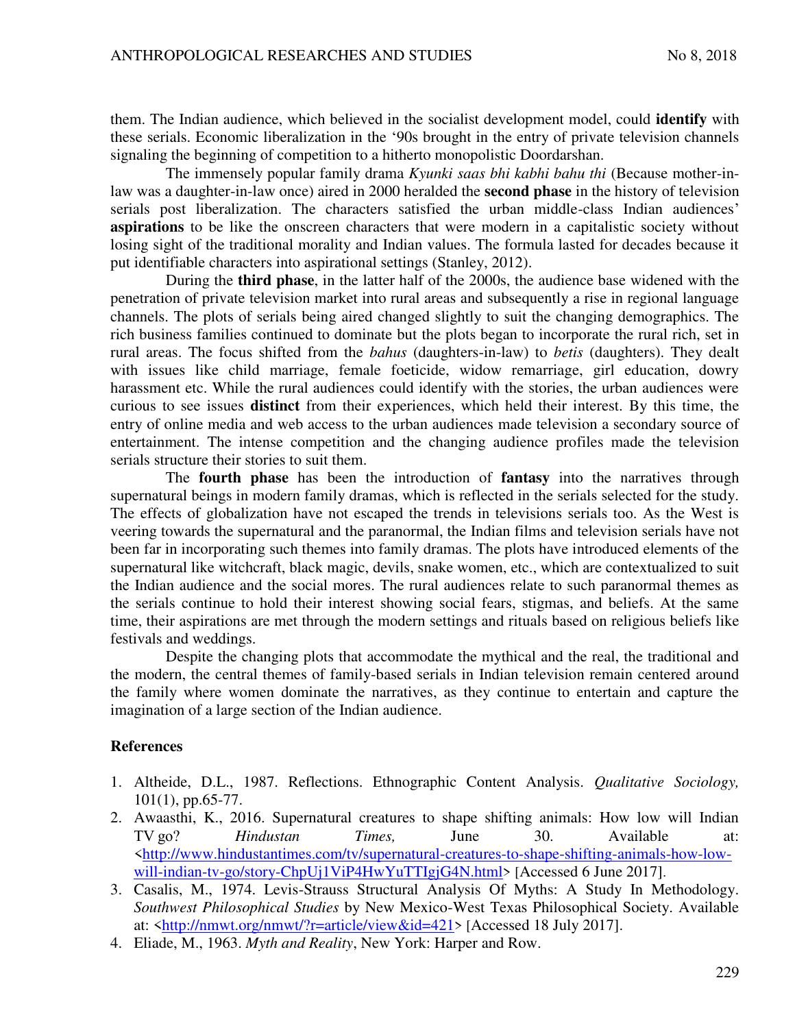them. The Indian audience, which believed in the socialist development model, could **identify** with these serials. Economic liberalization in the '90s brought in the entry of private television channels signaling the beginning of competition to a hitherto monopolistic Doordarshan.

The immensely popular family drama *Kyunki saas bhi kabhi bahu thi* (Because mother-in-law was a daughter-in-law once) aired in 2000 heralded the **second phase** in the history of television serials post liberalization. The characters satisfied the urban middle-class Indian audiences' **aspirations** to be like the onscreen characters that were modern in a capitalistic society without losing sight of the traditional morality and Indian values. The formula lasted for decades because it put identifiable characters into aspirational settings (Stanley, 2012).

During the **third phase**, in the latter half of the 2000s, the audience base widened with the penetration of private television market into rural areas and subsequently a rise in regional language channels. The plots of serials being aired changed slightly to suit the changing demographics. The rich business families continued to dominate but the plots began to incorporate the rural rich, set in rural areas. The focus shifted from the *bahus* (daughters-in-law) to *betis* (daughters). They dealt with issues like child marriage, female foeticide, widow remarriage, girl education, dowry harassment etc. While the rural audiences could identify with the stories, the urban audiences were curious to see issues **distinct** from their experiences, which held their interest. By this time, the entry of online media and web access to the urban audiences made television a secondary source of entertainment. The intense competition and the changing audience profiles made the television serials structure their stories to suit them.

The **fourth phase** has been the introduction of **fantasy** into the narratives through supernatural beings in modern family dramas, which is reflected in the serials selected for the study. The effects of globalization have not escaped the trends in televisions serials too. As the West is veering towards the supernatural and the paranormal, the Indian films and television serials have not been far in incorporating such themes into family dramas. The plots have introduced elements of the supernatural like witchcraft, black magic, devils, snake women, etc., which are contextualized to suit the Indian audience and the social mores. The rural audiences relate to such paranormal themes as the serials continue to hold their interest showing social fears, stigmas, and beliefs. At the same time, their aspirations are met through the modern settings and rituals based on religious beliefs like festivals and weddings.

Despite the changing plots that accommodate the mythical and the real, the traditional and the modern, the central themes of family-based serials in Indian television remain centered around the family where women dominate the narratives, as they continue to entertain and capture the imagination of a large section of the Indian audience.

## References

1. Altheide, D.L., 1987. Reflections. Ethnographic Content Analysis. *Qualitative Sociology,* 101(1), pp.65-77.
2. Awaasthi, K., 2016. Supernatural creatures to shape shifting animals: How low will Indian TV go? *Hindustan Times,* June 30. Available at: <http://www.hindustantimes.com/tv/supernatural-creatures-to-shape-shifting-animals-how-low-will-indian-tv-go/story-ChpUj1ViP4HwYuTTIgjG4N.html> [Accessed 6 June 2017].
3. Casalis, M., 1974. Levis-Strauss Structural Analysis Of Myths: A Study In Methodology. *Southwest Philosophical Studies* by New Mexico-West Texas Philosophical Society. Available at: <http://nmwt.org/nmwt/?r=article/view&id=421> [Accessed 18 July 2017].
4. Eliade, M., 1963. *Myth and Reality*, New York: Harper and Row.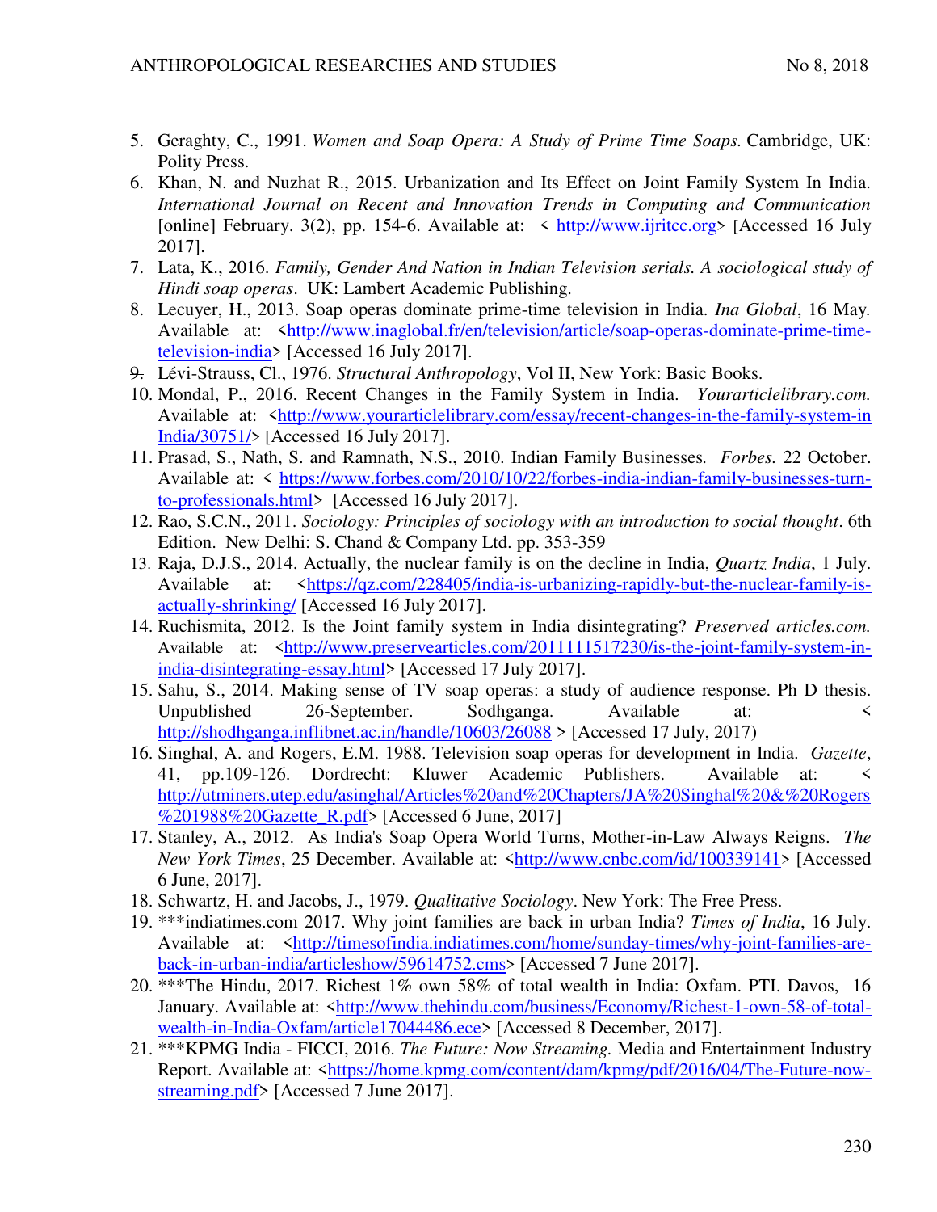5. Geraghty, C., 1991. *Women and Soap Opera: A Study of Prime Time Soaps.* Cambridge, UK: Polity Press.
6. Khan, N. and Nuzhat R., 2015. Urbanization and Its Effect on Joint Family System In India. *International Journal on Recent and Innovation Trends in Computing and Communication* [online] February. 3(2), pp. 154-6. Available at: < http://www.ijritcc.org> [Accessed 16 July 2017].
7. Lata, K., 2016. *Family, Gender And Nation in Indian Television serials. A sociological study of Hindi soap operas*. UK: Lambert Academic Publishing.
8. Lecuyer, H., 2013. Soap operas dominate prime-time television in India. *Ina Global*, 16 May. Available at: <http://www.inaglobal.fr/en/television/article/soap-operas-dominate-prime-time-television-india> [Accessed 16 July 2017].
9. Lévi-Strauss, Cl., 1976. *Structural Anthropology*, Vol II, New York: Basic Books.
10. Mondal, P., 2016. Recent Changes in the Family System in India. *Yourarticlelibrary.com.* Available at: <http://www.yourarticlelibrary.com/essay/recent-changes-in-the-family-system-in India/30751/> [Accessed 16 July 2017].
11. Prasad, S., Nath, S. and Ramnath, N.S., 2010. Indian Family Businesses. *Forbes.* 22 October. Available at: < https://www.forbes.com/2010/10/22/forbes-india-indian-family-businesses-turn-to-professionals.html> [Accessed 16 July 2017].
12. Rao, S.C.N., 2011. *Sociology: Principles of sociology with an introduction to social thought*. 6th Edition. New Delhi: S. Chand & Company Ltd. pp. 353-359
13. Raja, D.J.S., 2014. Actually, the nuclear family is on the decline in India, *Quartz India*, 1 July. Available at: <https://qz.com/228405/india-is-urbanizing-rapidly-but-the-nuclear-family-is-actually-shrinking/ [Accessed 16 July 2017].
14. Ruchismita, 2012. Is the Joint family system in India disintegrating? *Preserved articles.com.* Available at: <http://www.preservearticles.com/2011111517230/is-the-joint-family-system-in-india-disintegrating-essay.html> [Accessed 17 July 2017].
15. Sahu, S., 2014. Making sense of TV soap operas: a study of audience response. Ph D thesis. Unpublished 26-September. Sodhganga. Available at: < http://shodhganga.inflibnet.ac.in/handle/10603/26088 > [Accessed 17 July, 2017)
16. Singhal, A. and Rogers, E.M. 1988. Television soap operas for development in India. *Gazette*, 41, pp.109-126. Dordrecht: Kluwer Academic Publishers. Available at: < http://utminers.utep.edu/asinghal/Articles%20and%20Chapters/JA%20Singhal%20&%20Rogers%201988%20Gazette_R.pdf> [Accessed 6 June, 2017]
17. Stanley, A., 2012. As India's Soap Opera World Turns, Mother-in-Law Always Reigns. *The New York Times*, 25 December. Available at: <http://www.cnbc.com/id/100339141> [Accessed 6 June, 2017].
18. Schwartz, H. and Jacobs, J., 1979. *Qualitative Sociology*. New York: The Free Press.
19. ***indiatimes.com 2017. Why joint families are back in urban India? *Times of India*, 16 July. Available at: <http://timesofindia.indiatimes.com/home/sunday-times/why-joint-families-are-back-in-urban-india/articleshow/59614752.cms> [Accessed 7 June 2017].
20. ***The Hindu, 2017. Richest 1% own 58% of total wealth in India: Oxfam. PTI. Davos, 16 January. Available at: <http://www.thehindu.com/business/Economy/Richest-1-own-58-of-total-wealth-in-India-Oxfam/article17044486.ece> [Accessed 8 December, 2017].
21. ***KPMG India - FICCI, 2016. *The Future: Now Streaming.* Media and Entertainment Industry Report. Available at: <https://home.kpmg.com/content/dam/kpmg/pdf/2016/04/The-Future-now-streaming.pdf> [Accessed 7 June 2017].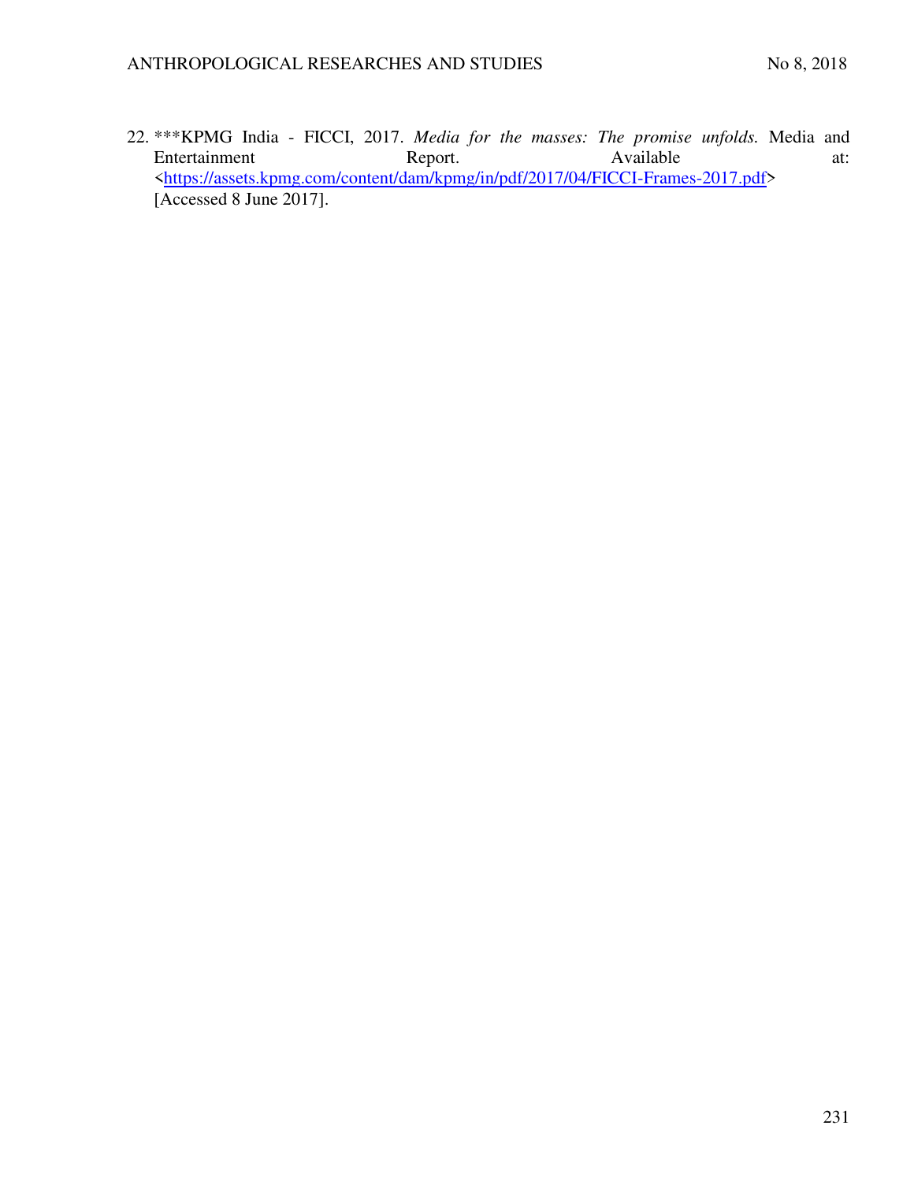22. ***KPMG India - FICCI, 2017. *Media for the masses: The promise unfolds.* Media and Entertainment Report. Available at: <https://assets.kpmg.com/content/dam/kpmg/in/pdf/2017/04/FICCI-Frames-2017.pdf> [Accessed 8 June 2017].